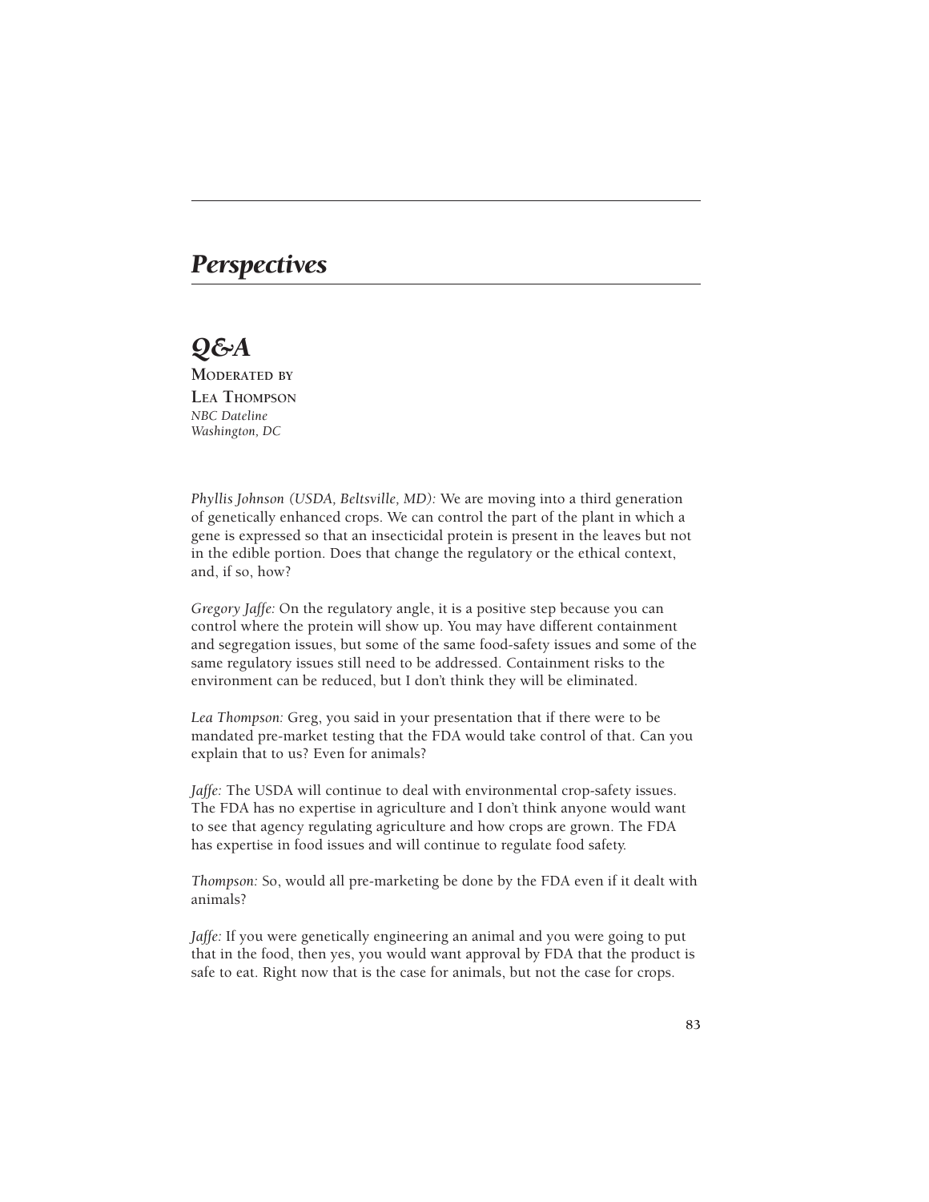# *Perspectives*

## *Q&A*

**Moderated by**
**Lea Thompson**
*NBC Dateline*
*Washington, DC*

*Phyllis Johnson (USDA, Beltsville, MD):* We are moving into a third generation of genetically enhanced crops. We can control the part of the plant in which a gene is expressed so that an insecticidal protein is present in the leaves but not in the edible portion. Does that change the regulatory or the ethical context, and, if so, how?

*Gregory Jaffe:* On the regulatory angle, it is a positive step because you can control where the protein will show up. You may have different containment and segregation issues, but some of the same food-safety issues and some of the same regulatory issues still need to be addressed. Containment risks to the environment can be reduced, but I don't think they will be eliminated.

*Lea Thompson:* Greg, you said in your presentation that if there were to be mandated pre-market testing that the FDA would take control of that. Can you explain that to us? Even for animals?

*Jaffe:* The USDA will continue to deal with environmental crop-safety issues. The FDA has no expertise in agriculture and I don't think anyone would want to see that agency regulating agriculture and how crops are grown. The FDA has expertise in food issues and will continue to regulate food safety.

*Thompson:* So, would all pre-marketing be done by the FDA even if it dealt with animals?

*Jaffe:* If you were genetically engineering an animal and you were going to put that in the food, then yes, you would want approval by FDA that the product is safe to eat. Right now that is the case for animals, but not the case for crops.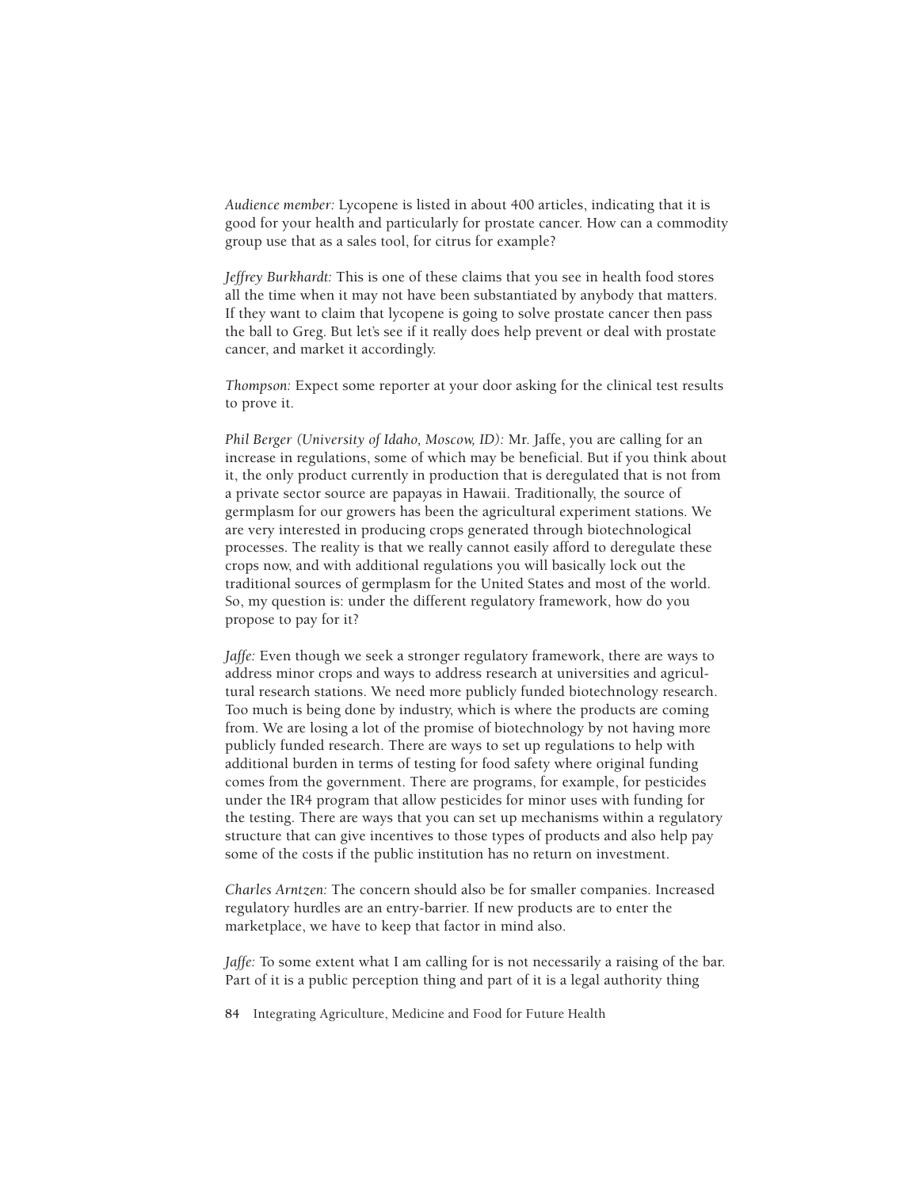*Audience member:* Lycopene is listed in about 400 articles, indicating that it is good for your health and particularly for prostate cancer. How can a commodity group use that as a sales tool, for citrus for example?

*Jeffrey Burkhardt:* This is one of these claims that you see in health food stores all the time when it may not have been substantiated by anybody that matters. If they want to claim that lycopene is going to solve prostate cancer then pass the ball to Greg. But let's see if it really does help prevent or deal with prostate cancer, and market it accordingly.

*Thompson:* Expect some reporter at your door asking for the clinical test results to prove it.

*Phil Berger (University of Idaho, Moscow, ID):* Mr. Jaffe, you are calling for an increase in regulations, some of which may be beneficial. But if you think about it, the only product currently in production that is deregulated that is not from a private sector source are papayas in Hawaii. Traditionally, the source of germplasm for our growers has been the agricultural experiment stations. We are very interested in producing crops generated through biotechnological processes. The reality is that we really cannot easily afford to deregulate these crops now, and with additional regulations you will basically lock out the traditional sources of germplasm for the United States and most of the world. So, my question is: under the different regulatory framework, how do you propose to pay for it?

*Jaffe:* Even though we seek a stronger regulatory framework, there are ways to address minor crops and ways to address research at universities and agricultural research stations. We need more publicly funded biotechnology research. Too much is being done by industry, which is where the products are coming from. We are losing a lot of the promise of biotechnology by not having more publicly funded research. There are ways to set up regulations to help with additional burden in terms of testing for food safety where original funding comes from the government. There are programs, for example, for pesticides under the IR4 program that allow pesticides for minor uses with funding for the testing. There are ways that you can set up mechanisms within a regulatory structure that can give incentives to those types of products and also help pay some of the costs if the public institution has no return on investment.

*Charles Arntzen:* The concern should also be for smaller companies. Increased regulatory hurdles are an entry-barrier. If new products are to enter the marketplace, we have to keep that factor in mind also.

*Jaffe:* To some extent what I am calling for is not necessarily a raising of the bar. Part of it is a public perception thing and part of it is a legal authority thing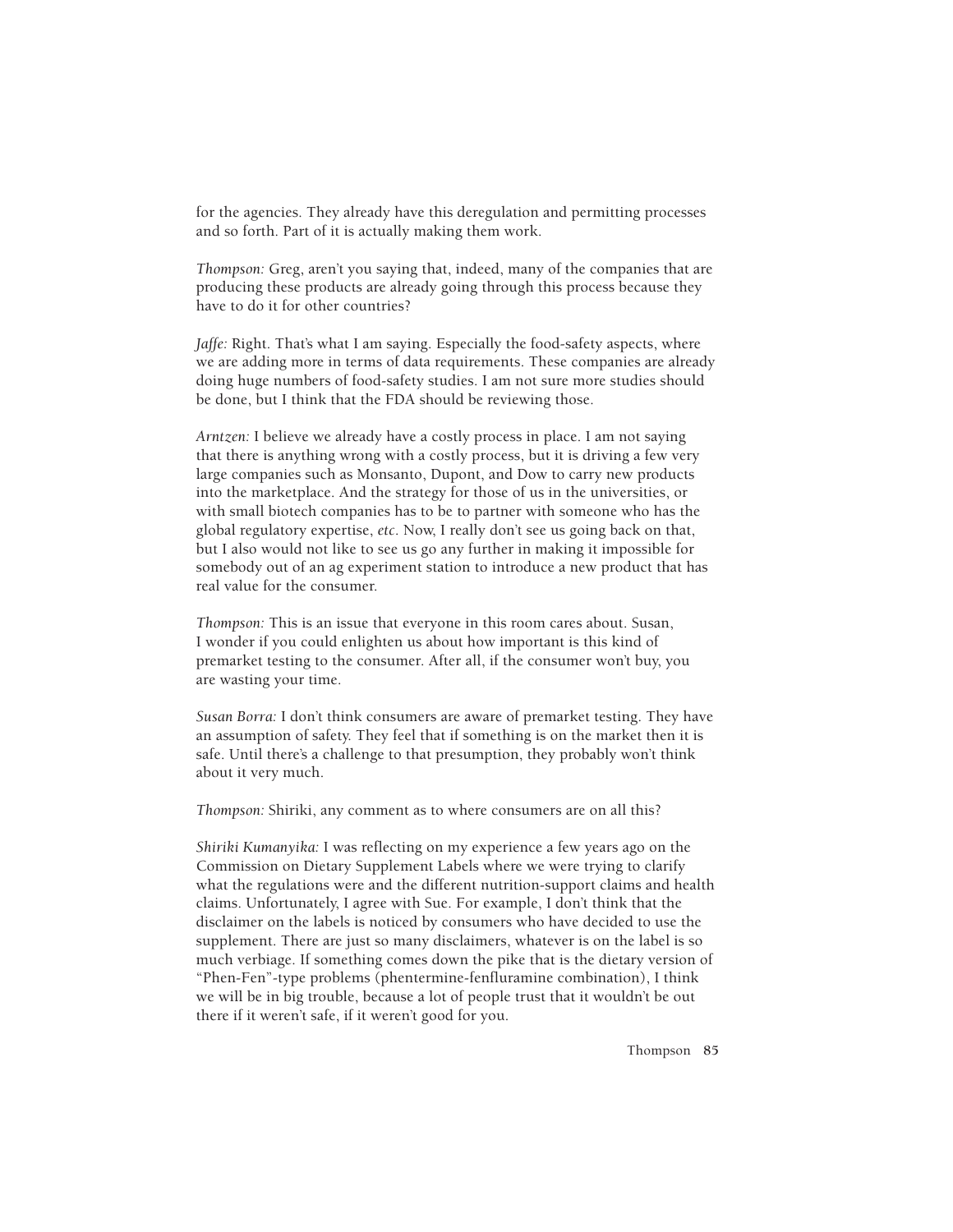for the agencies. They already have this deregulation and permitting processes and so forth. Part of it is actually making them work.

*Thompson:* Greg, aren't you saying that, indeed, many of the companies that are producing these products are already going through this process because they have to do it for other countries?

*Jaffe:* Right. That's what I am saying. Especially the food-safety aspects, where we are adding more in terms of data requirements. These companies are already doing huge numbers of food-safety studies. I am not sure more studies should be done, but I think that the FDA should be reviewing those.

*Arntzen:* I believe we already have a costly process in place. I am not saying that there is anything wrong with a costly process, but it is driving a few very large companies such as Monsanto, Dupont, and Dow to carry new products into the marketplace. And the strategy for those of us in the universities, or with small biotech companies has to be to partner with someone who has the global regulatory expertise, *etc*. Now, I really don't see us going back on that, but I also would not like to see us go any further in making it impossible for somebody out of an ag experiment station to introduce a new product that has real value for the consumer.

*Thompson:* This is an issue that everyone in this room cares about. Susan, I wonder if you could enlighten us about how important is this kind of premarket testing to the consumer. After all, if the consumer won't buy, you are wasting your time.

*Susan Borra:* I don't think consumers are aware of premarket testing. They have an assumption of safety. They feel that if something is on the market then it is safe. Until there's a challenge to that presumption, they probably won't think about it very much.

*Thompson:* Shiriki, any comment as to where consumers are on all this?

*Shiriki Kumanyika:* I was reflecting on my experience a few years ago on the Commission on Dietary Supplement Labels where we were trying to clarify what the regulations were and the different nutrition-support claims and health claims. Unfortunately, I agree with Sue. For example, I don't think that the disclaimer on the labels is noticed by consumers who have decided to use the supplement. There are just so many disclaimers, whatever is on the label is so much verbiage. If something comes down the pike that is the dietary version of "Phen-Fen"-type problems (phentermine-fenfluramine combination), I think we will be in big trouble, because a lot of people trust that it wouldn't be out there if it weren't safe, if it weren't good for you.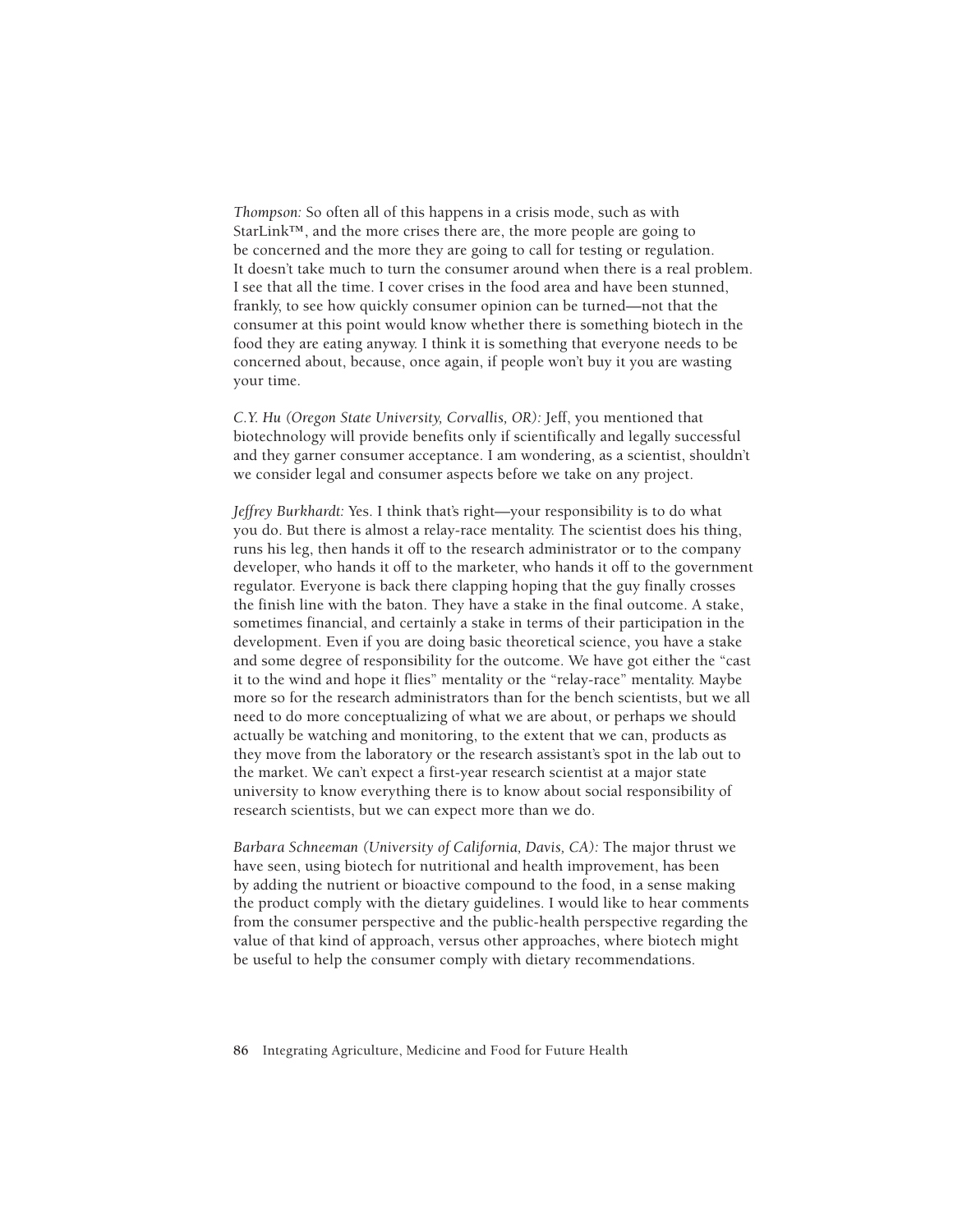*Thompson:* So often all of this happens in a crisis mode, such as with StarLink™, and the more crises there are, the more people are going to be concerned and the more they are going to call for testing or regulation. It doesn't take much to turn the consumer around when there is a real problem. I see that all the time. I cover crises in the food area and have been stunned, frankly, to see how quickly consumer opinion can be turned—not that the consumer at this point would know whether there is something biotech in the food they are eating anyway. I think it is something that everyone needs to be concerned about, because, once again, if people won't buy it you are wasting your time.

*C.Y. Hu (Oregon State University, Corvallis, OR):* Jeff, you mentioned that biotechnology will provide benefits only if scientifically and legally successful and they garner consumer acceptance. I am wondering, as a scientist, shouldn't we consider legal and consumer aspects before we take on any project.

*Jeffrey Burkhardt:* Yes. I think that's right—your responsibility is to do what you do. But there is almost a relay-race mentality. The scientist does his thing, runs his leg, then hands it off to the research administrator or to the company developer, who hands it off to the marketer, who hands it off to the government regulator. Everyone is back there clapping hoping that the guy finally crosses the finish line with the baton. They have a stake in the final outcome. A stake, sometimes financial, and certainly a stake in terms of their participation in the development. Even if you are doing basic theoretical science, you have a stake and some degree of responsibility for the outcome. We have got either the "cast it to the wind and hope it flies" mentality or the "relay-race" mentality. Maybe more so for the research administrators than for the bench scientists, but we all need to do more conceptualizing of what we are about, or perhaps we should actually be watching and monitoring, to the extent that we can, products as they move from the laboratory or the research assistant's spot in the lab out to the market. We can't expect a first-year research scientist at a major state university to know everything there is to know about social responsibility of research scientists, but we can expect more than we do.

*Barbara Schneeman (University of California, Davis, CA):* The major thrust we have seen, using biotech for nutritional and health improvement, has been by adding the nutrient or bioactive compound to the food, in a sense making the product comply with the dietary guidelines. I would like to hear comments from the consumer perspective and the public-health perspective regarding the value of that kind of approach, versus other approaches, where biotech might be useful to help the consumer comply with dietary recommendations.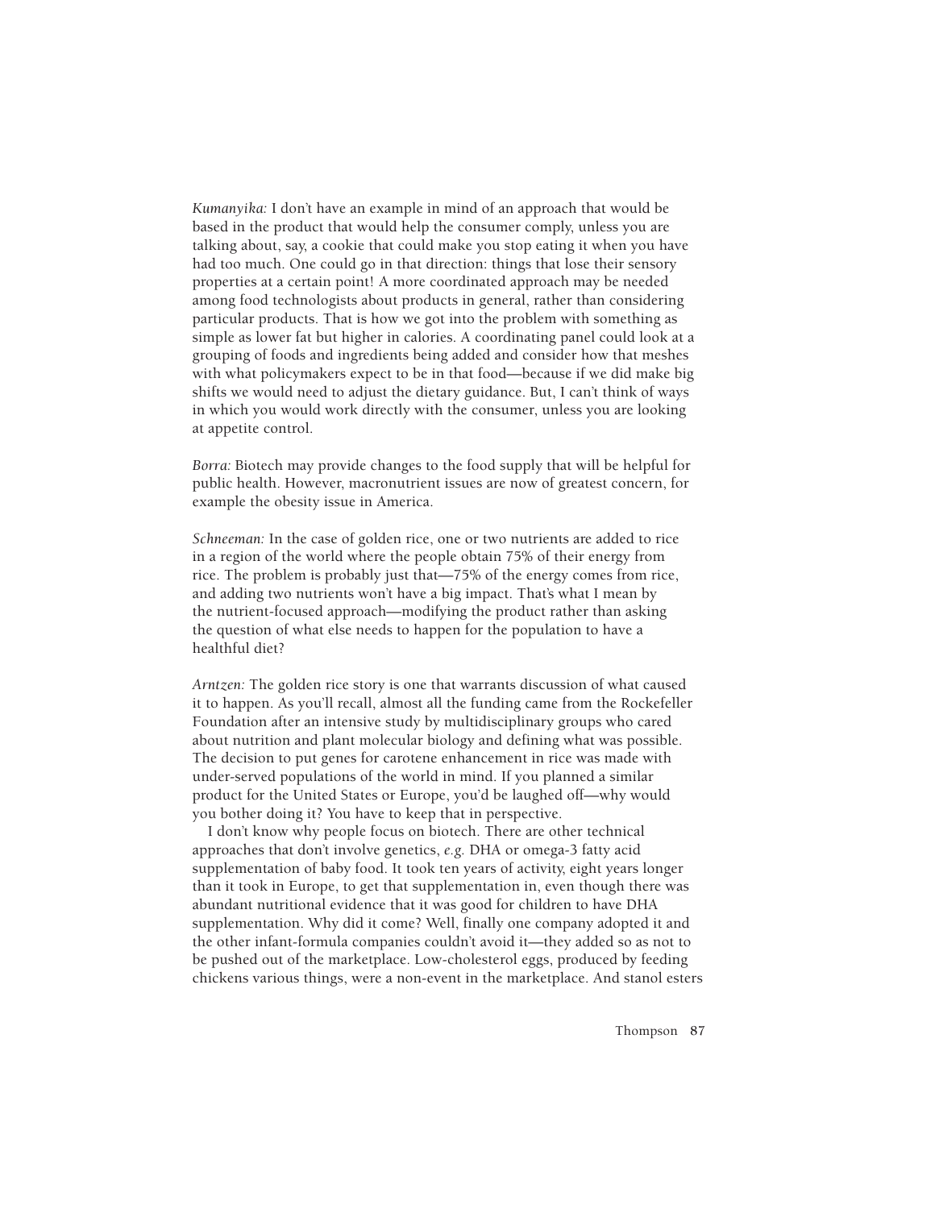*Kumanyika:* I don't have an example in mind of an approach that would be based in the product that would help the consumer comply, unless you are talking about, say, a cookie that could make you stop eating it when you have had too much. One could go in that direction: things that lose their sensory properties at a certain point! A more coordinated approach may be needed among food technologists about products in general, rather than considering particular products. That is how we got into the problem with something as simple as lower fat but higher in calories. A coordinating panel could look at a grouping of foods and ingredients being added and consider how that meshes with what policymakers expect to be in that food—because if we did make big shifts we would need to adjust the dietary guidance. But, I can't think of ways in which you would work directly with the consumer, unless you are looking at appetite control.

*Borra:* Biotech may provide changes to the food supply that will be helpful for public health. However, macronutrient issues are now of greatest concern, for example the obesity issue in America.

*Schneeman:* In the case of golden rice, one or two nutrients are added to rice in a region of the world where the people obtain 75% of their energy from rice. The problem is probably just that—75% of the energy comes from rice, and adding two nutrients won't have a big impact. That's what I mean by the nutrient-focused approach—modifying the product rather than asking the question of what else needs to happen for the population to have a healthful diet?

*Arntzen:* The golden rice story is one that warrants discussion of what caused it to happen. As you'll recall, almost all the funding came from the Rockefeller Foundation after an intensive study by multidisciplinary groups who cared about nutrition and plant molecular biology and defining what was possible. The decision to put genes for carotene enhancement in rice was made with under-served populations of the world in mind. If you planned a similar product for the United States or Europe, you'd be laughed off—why would you bother doing it? You have to keep that in perspective.

I don't know why people focus on biotech. There are other technical approaches that don't involve genetics, *e.g.* DHA or omega-3 fatty acid supplementation of baby food. It took ten years of activity, eight years longer than it took in Europe, to get that supplementation in, even though there was abundant nutritional evidence that it was good for children to have DHA supplementation. Why did it come? Well, finally one company adopted it and the other infant-formula companies couldn't avoid it—they added so as not to be pushed out of the marketplace. Low-cholesterol eggs, produced by feeding chickens various things, were a non-event in the marketplace. And stanol esters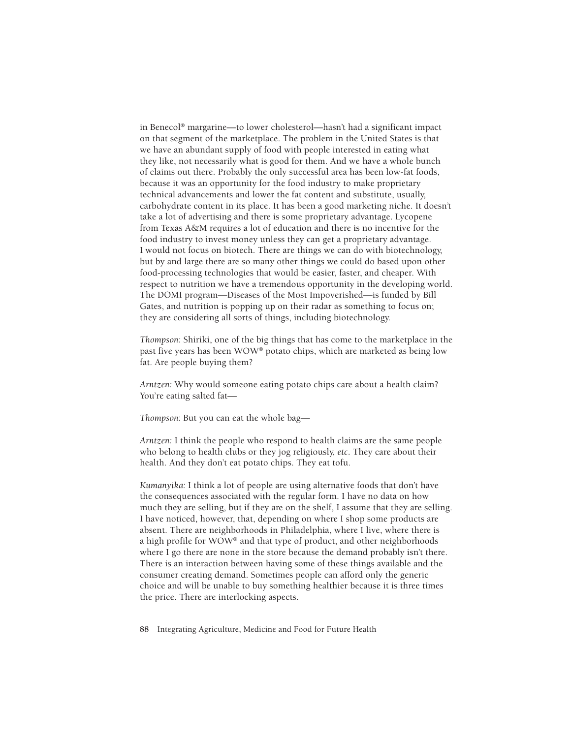in Benecol® margarine—to lower cholesterol—hasn't had a significant impact on that segment of the marketplace. The problem in the United States is that we have an abundant supply of food with people interested in eating what they like, not necessarily what is good for them. And we have a whole bunch of claims out there. Probably the only successful area has been low-fat foods, because it was an opportunity for the food industry to make proprietary technical advancements and lower the fat content and substitute, usually, carbohydrate content in its place. It has been a good marketing niche. It doesn't take a lot of advertising and there is some proprietary advantage. Lycopene from Texas A&M requires a lot of education and there is no incentive for the food industry to invest money unless they can get a proprietary advantage. I would not focus on biotech. There are things we can do with biotechnology, but by and large there are so many other things we could do based upon other food-processing technologies that would be easier, faster, and cheaper. With respect to nutrition we have a tremendous opportunity in the developing world. The DOMI program—Diseases of the Most Impoverished—is funded by Bill Gates, and nutrition is popping up on their radar as something to focus on; they are considering all sorts of things, including biotechnology.

*Thompson:* Shiriki, one of the big things that has come to the marketplace in the past five years has been WOW® potato chips, which are marketed as being low fat. Are people buying them?

*Arntzen:* Why would someone eating potato chips care about a health claim? You're eating salted fat—

*Thompson:* But you can eat the whole bag—

*Arntzen:* I think the people who respond to health claims are the same people who belong to health clubs or they jog religiously, *etc*. They care about their health. And they don't eat potato chips. They eat tofu.

*Kumanyika:* I think a lot of people are using alternative foods that don't have the consequences associated with the regular form. I have no data on how much they are selling, but if they are on the shelf, I assume that they are selling. I have noticed, however, that, depending on where I shop some products are absent. There are neighborhoods in Philadelphia, where I live, where there is a high profile for WOW® and that type of product, and other neighborhoods where I go there are none in the store because the demand probably isn't there. There is an interaction between having some of these things available and the consumer creating demand. Sometimes people can afford only the generic choice and will be unable to buy something healthier because it is three times the price. There are interlocking aspects.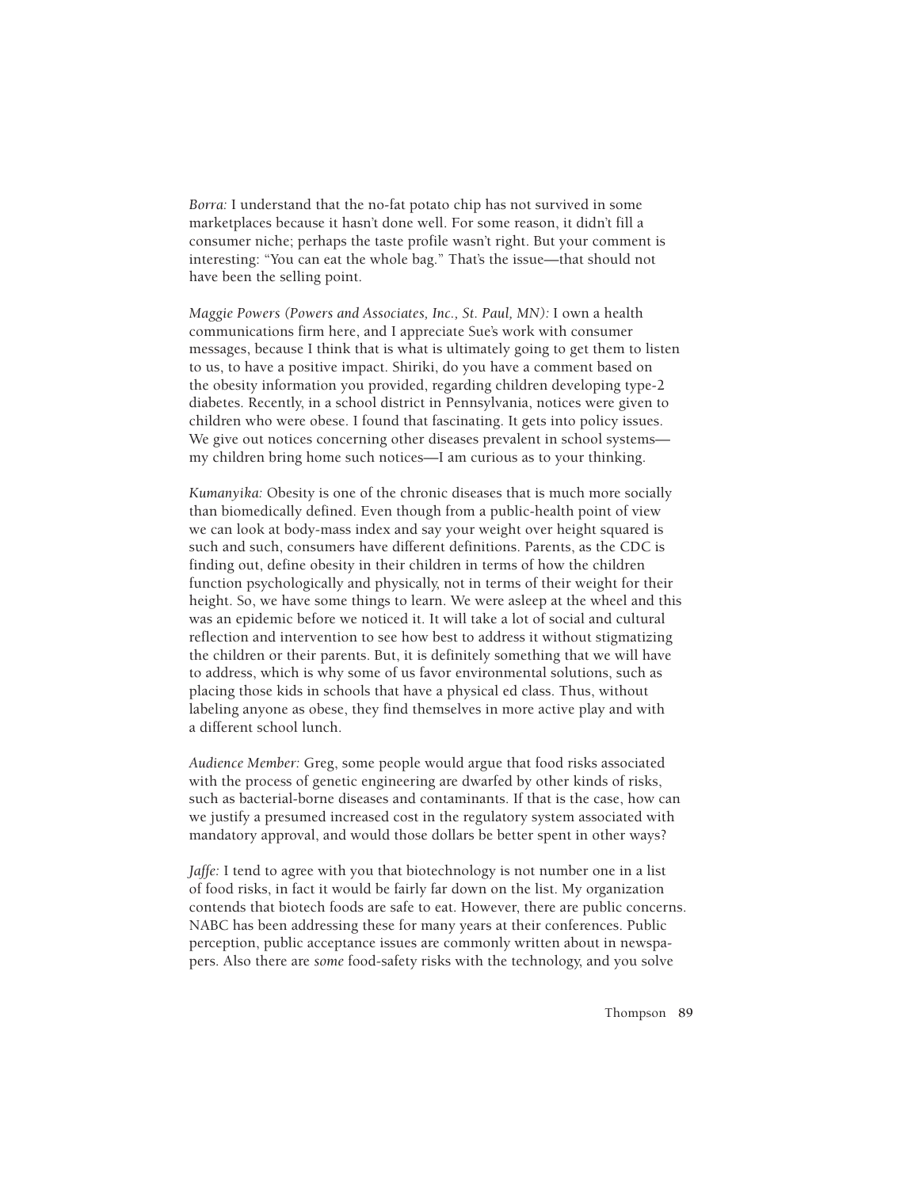*Borra:* I understand that the no-fat potato chip has not survived in some marketplaces because it hasn't done well. For some reason, it didn't fill a consumer niche; perhaps the taste profile wasn't right. But your comment is interesting: "You can eat the whole bag." That's the issue—that should not have been the selling point.

*Maggie Powers (Powers and Associates, Inc., St. Paul, MN):* I own a health communications firm here, and I appreciate Sue's work with consumer messages, because I think that is what is ultimately going to get them to listen to us, to have a positive impact. Shiriki, do you have a comment based on the obesity information you provided, regarding children developing type-2 diabetes. Recently, in a school district in Pennsylvania, notices were given to children who were obese. I found that fascinating. It gets into policy issues. We give out notices concerning other diseases prevalent in school systems—my children bring home such notices—I am curious as to your thinking.

*Kumanyika:* Obesity is one of the chronic diseases that is much more socially than biomedically defined. Even though from a public-health point of view we can look at body-mass index and say your weight over height squared is such and such, consumers have different definitions. Parents, as the CDC is finding out, define obesity in their children in terms of how the children function psychologically and physically, not in terms of their weight for their height. So, we have some things to learn. We were asleep at the wheel and this was an epidemic before we noticed it. It will take a lot of social and cultural reflection and intervention to see how best to address it without stigmatizing the children or their parents. But, it is definitely something that we will have to address, which is why some of us favor environmental solutions, such as placing those kids in schools that have a physical ed class. Thus, without labeling anyone as obese, they find themselves in more active play and with a different school lunch.

*Audience Member:* Greg, some people would argue that food risks associated with the process of genetic engineering are dwarfed by other kinds of risks, such as bacterial-borne diseases and contaminants. If that is the case, how can we justify a presumed increased cost in the regulatory system associated with mandatory approval, and would those dollars be better spent in other ways?

*Jaffe:* I tend to agree with you that biotechnology is not number one in a list of food risks, in fact it would be fairly far down on the list. My organization contends that biotech foods are safe to eat. However, there are public concerns. NABC has been addressing these for many years at their conferences. Public perception, public acceptance issues are commonly written about in newspapers. Also there are *some* food-safety risks with the technology, and you solve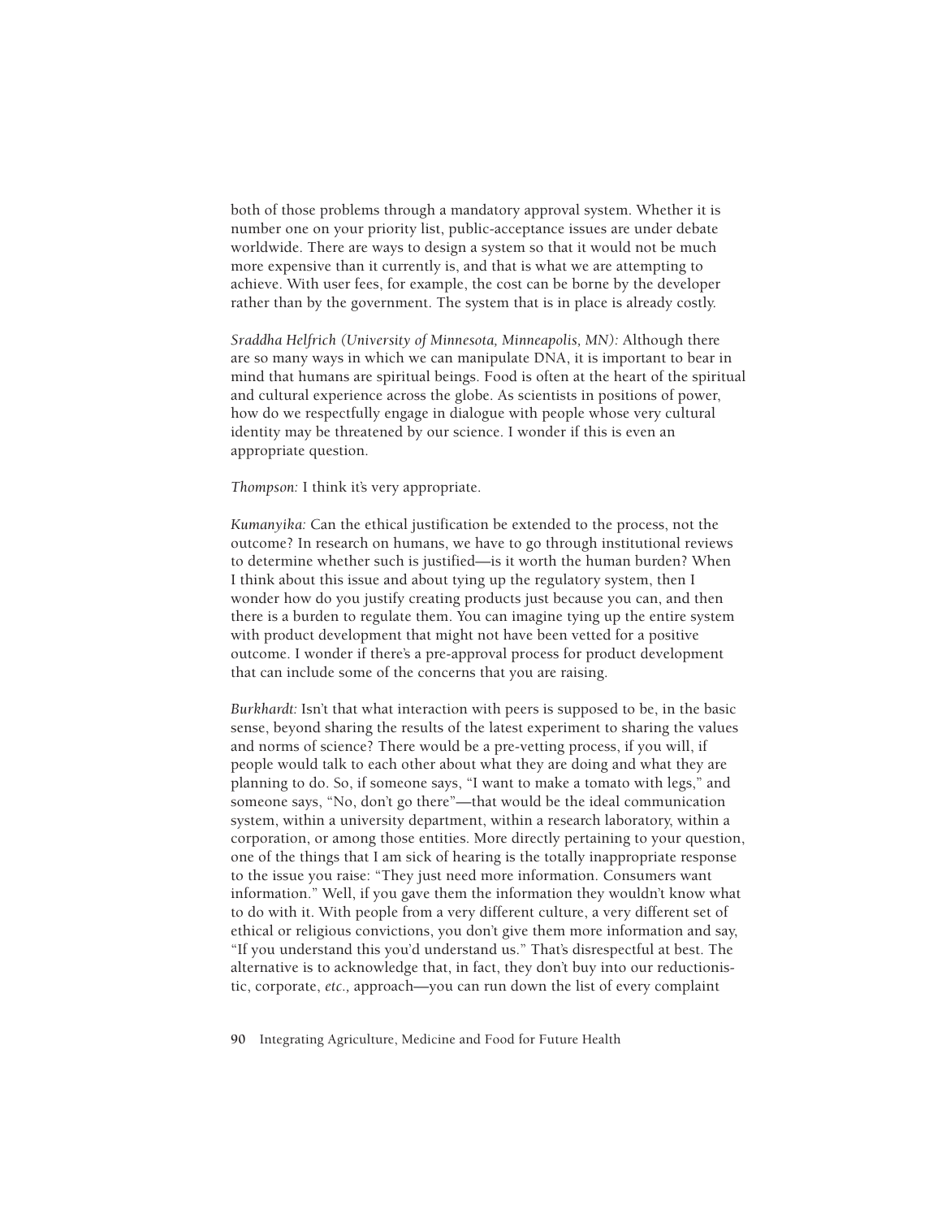both of those problems through a mandatory approval system. Whether it is number one on your priority list, public-acceptance issues are under debate worldwide. There are ways to design a system so that it would not be much more expensive than it currently is, and that is what we are attempting to achieve. With user fees, for example, the cost can be borne by the developer rather than by the government. The system that is in place is already costly.

*Sraddha Helfrich (University of Minnesota, Minneapolis, MN):* Although there are so many ways in which we can manipulate DNA, it is important to bear in mind that humans are spiritual beings. Food is often at the heart of the spiritual and cultural experience across the globe. As scientists in positions of power, how do we respectfully engage in dialogue with people whose very cultural identity may be threatened by our science. I wonder if this is even an appropriate question.

*Thompson:* I think it's very appropriate.

*Kumanyika:* Can the ethical justification be extended to the process, not the outcome? In research on humans, we have to go through institutional reviews to determine whether such is justified—is it worth the human burden? When I think about this issue and about tying up the regulatory system, then I wonder how do you justify creating products just because you can, and then there is a burden to regulate them. You can imagine tying up the entire system with product development that might not have been vetted for a positive outcome. I wonder if there's a pre-approval process for product development that can include some of the concerns that you are raising.

*Burkhardt:* Isn't that what interaction with peers is supposed to be, in the basic sense, beyond sharing the results of the latest experiment to sharing the values and norms of science? There would be a pre-vetting process, if you will, if people would talk to each other about what they are doing and what they are planning to do. So, if someone says, "I want to make a tomato with legs," and someone says, "No, don't go there"—that would be the ideal communication system, within a university department, within a research laboratory, within a corporation, or among those entities. More directly pertaining to your question, one of the things that I am sick of hearing is the totally inappropriate response to the issue you raise: "They just need more information. Consumers want information." Well, if you gave them the information they wouldn't know what to do with it. With people from a very different culture, a very different set of ethical or religious convictions, you don't give them more information and say, "If you understand this you'd understand us." That's disrespectful at best. The alternative is to acknowledge that, in fact, they don't buy into our reductionistic, corporate, *etc.,* approach—you can run down the list of every complaint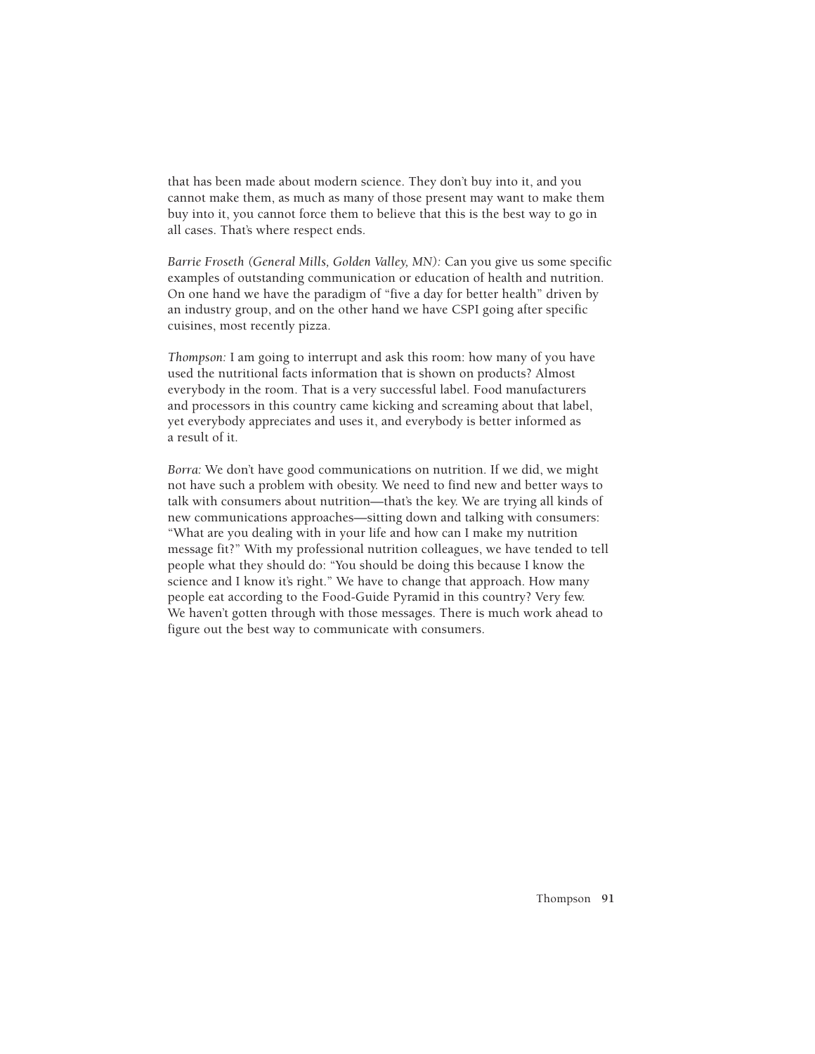that has been made about modern science. They don't buy into it, and you cannot make them, as much as many of those present may want to make them buy into it, you cannot force them to believe that this is the best way to go in all cases. That's where respect ends.

*Barrie Froseth (General Mills, Golden Valley, MN):* Can you give us some specific examples of outstanding communication or education of health and nutrition. On one hand we have the paradigm of "five a day for better health" driven by an industry group, and on the other hand we have CSPI going after specific cuisines, most recently pizza.

*Thompson:* I am going to interrupt and ask this room: how many of you have used the nutritional facts information that is shown on products? Almost everybody in the room. That is a very successful label. Food manufacturers and processors in this country came kicking and screaming about that label, yet everybody appreciates and uses it, and everybody is better informed as a result of it.

*Borra:* We don't have good communications on nutrition. If we did, we might not have such a problem with obesity. We need to find new and better ways to talk with consumers about nutrition—that's the key. We are trying all kinds of new communications approaches—sitting down and talking with consumers: "What are you dealing with in your life and how can I make my nutrition message fit?" With my professional nutrition colleagues, we have tended to tell people what they should do: "You should be doing this because I know the science and I know it's right." We have to change that approach. How many people eat according to the Food-Guide Pyramid in this country? Very few. We haven't gotten through with those messages. There is much work ahead to figure out the best way to communicate with consumers.